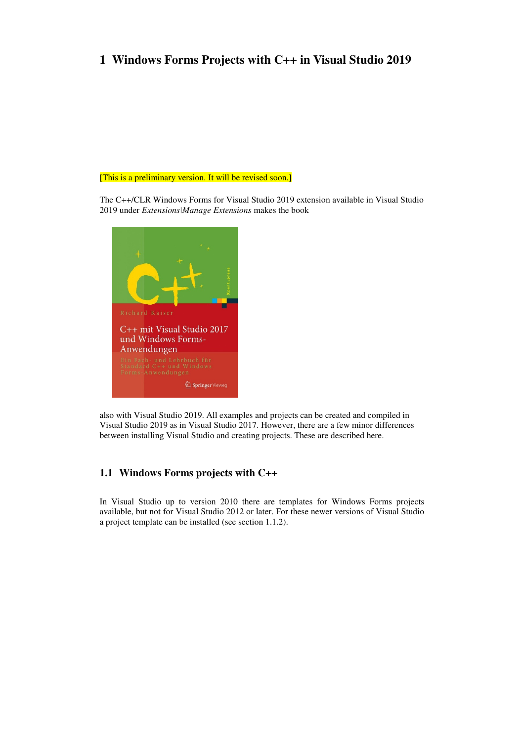# 1 Windows Forms Projects with C++ in Visual Studio 2019

[This is a preliminary version. It will be revised soon.]

The C++/CLR Windows Forms for Visual Studio 2019 extension available in Visual Studio 2019 under *Extensions|Manage Extensions* makes the book

also with Visual Studio 2019. All examples and projects can be created and compiled in Visual Studio 2019 as in Visual Studio 2017. However, there are a few minor differences between installing Visual Studio and creating projects. These are described here.

## 1.1 Windows Forms projects with C++

In Visual Studio up to version 2010 there are templates for Windows Forms projects available, but not for Visual Studio 2012 or later. For these newer versions of Visual Studio a project template can be installed (see section 1.1.2).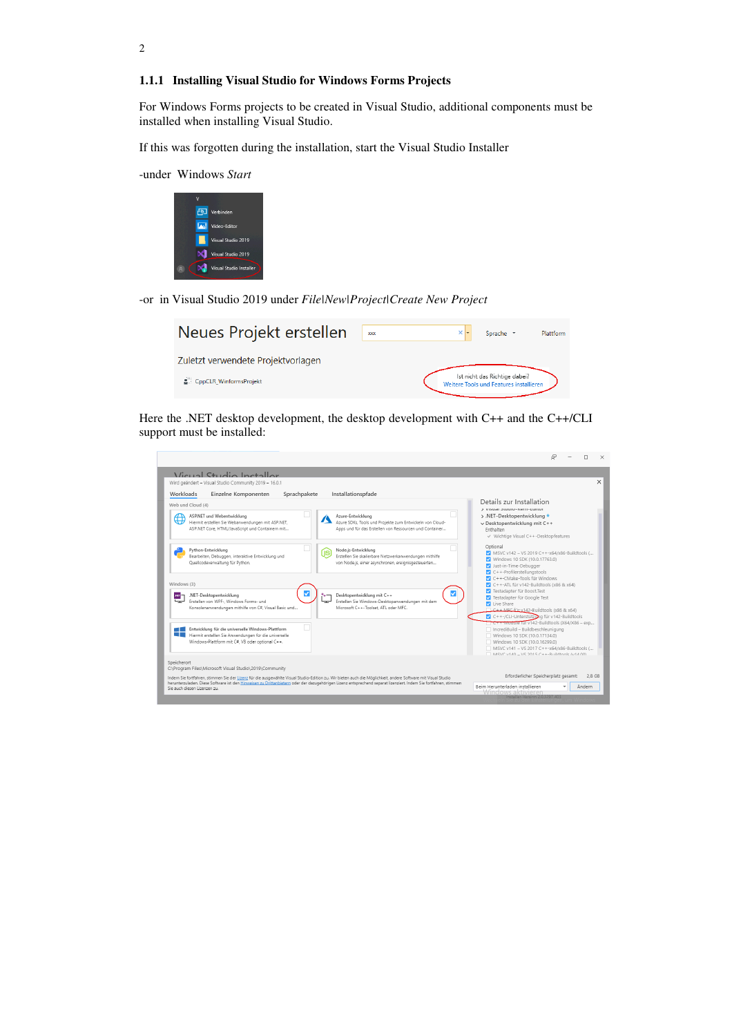### 1.1.1 Installing Visual Studio for Windows Forms Projects

For Windows Forms projects to be created in Visual Studio, additional components must be installed when installing Visual Studio.

If this was forgotten during the installation, start the Visual Studio Installer

-under Windows *Start*

-or in Visual Studio 2019 under *File|New|Project|Create New Project*

Here the .NET desktop development, the desktop development with C++ and the C++/CLI support must be installed: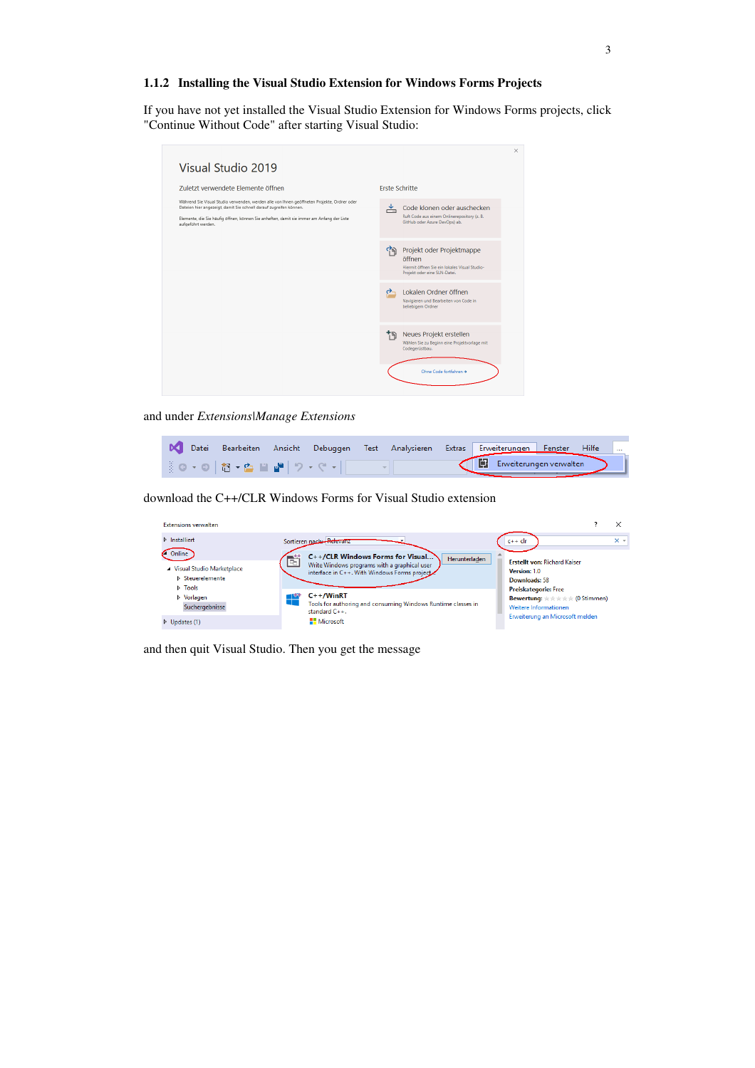### 1.1.2 Installing the Visual Studio Extension for Windows Forms Projects

If you have not yet installed the Visual Studio Extension for Windows Forms projects, click "Continue Without Code" after starting Visual Studio:

and under *Extensions|Manage Extensions*

download the C++/CLR Windows Forms for Visual Studio extension

and then quit Visual Studio. Then you get the message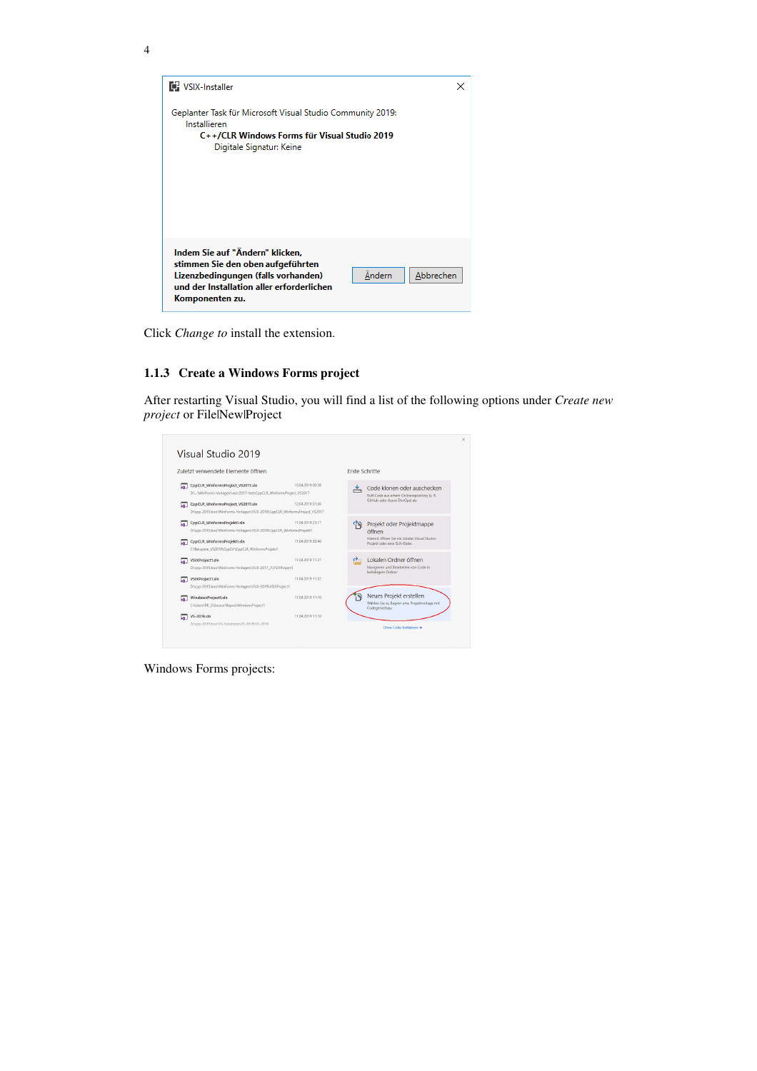Click *Change to* install the extension.

### 1.1.3 Create a Windows Forms project

After restarting Visual Studio, you will find a list of the following options under *Create new project* or File|New|Project

Windows Forms projects: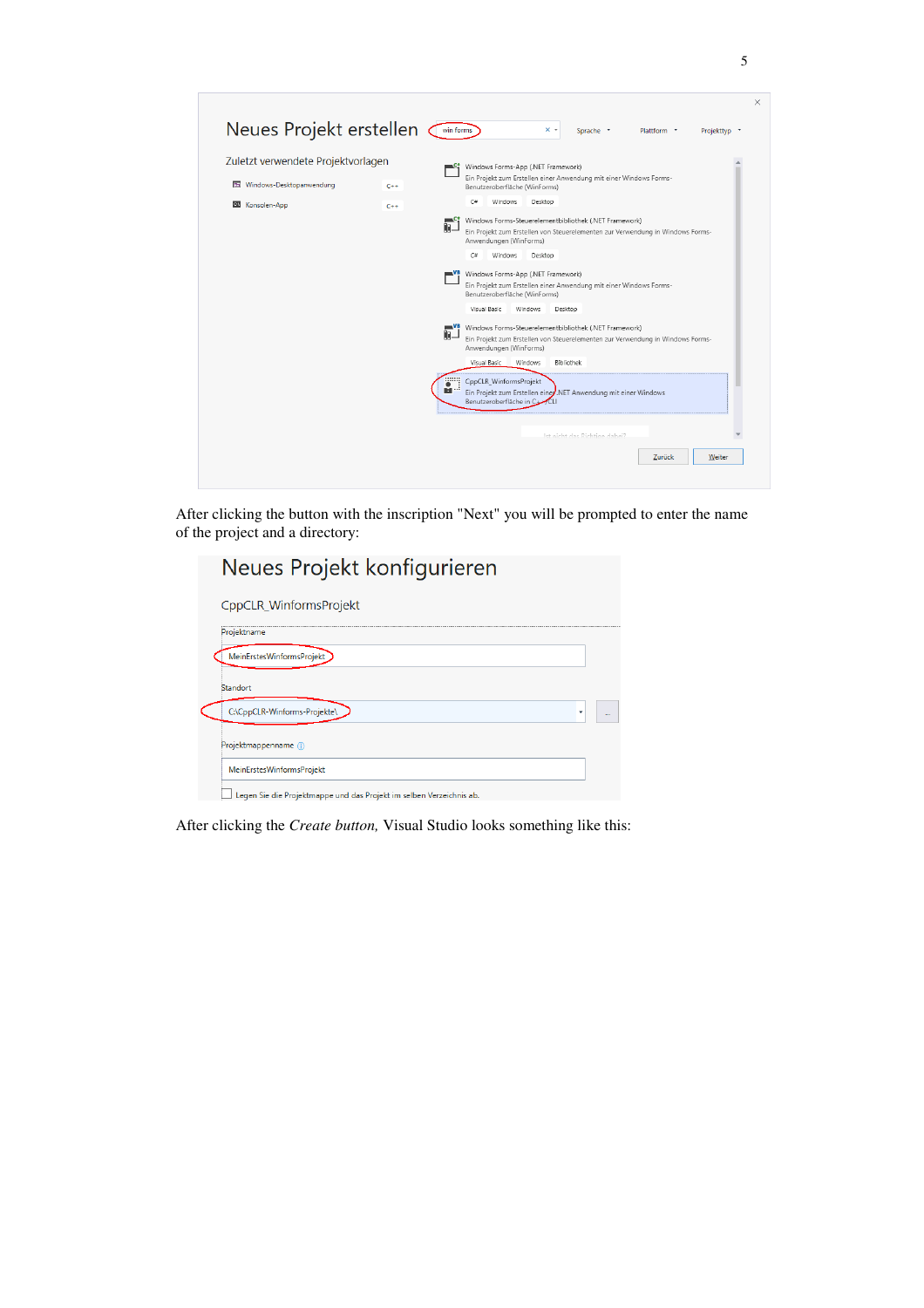After clicking the button with the inscription "Next" you will be prompted to enter the name of the project and a directory:

After clicking the *Create button,* Visual Studio looks something like this: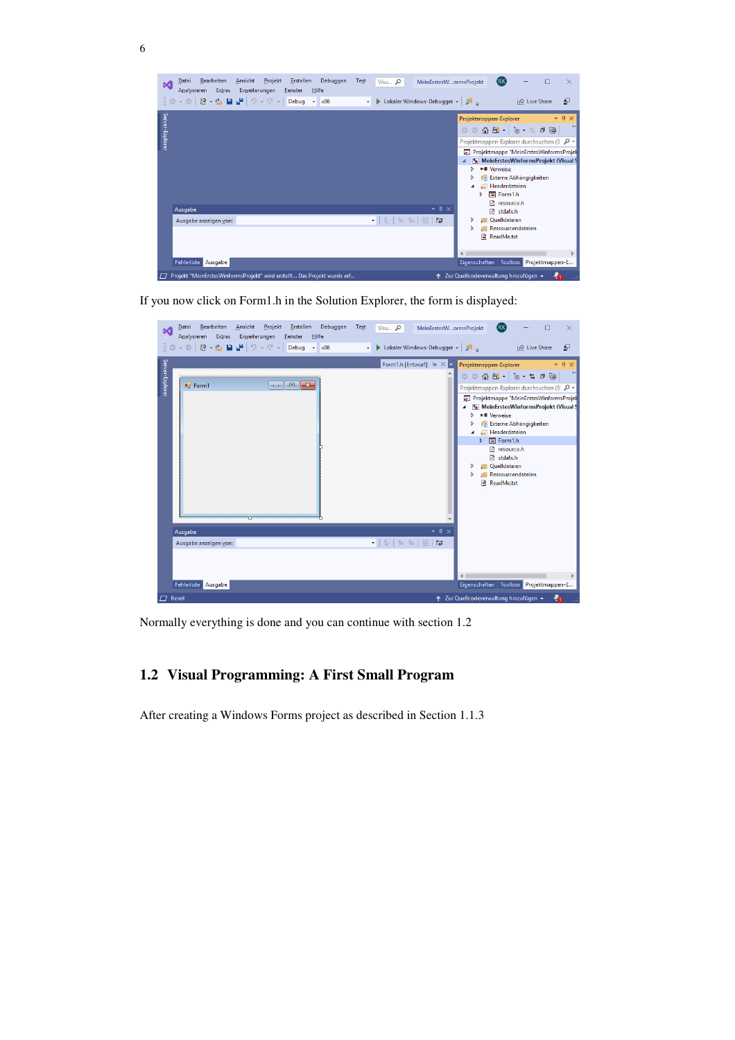If you now click on Form1.h in the Solution Explorer, the form is displayed:

Normally everything is done and you can continue with section 1.2

## 1.2 Visual Programming: A First Small Program

After creating a Windows Forms project as described in Section 1.1.3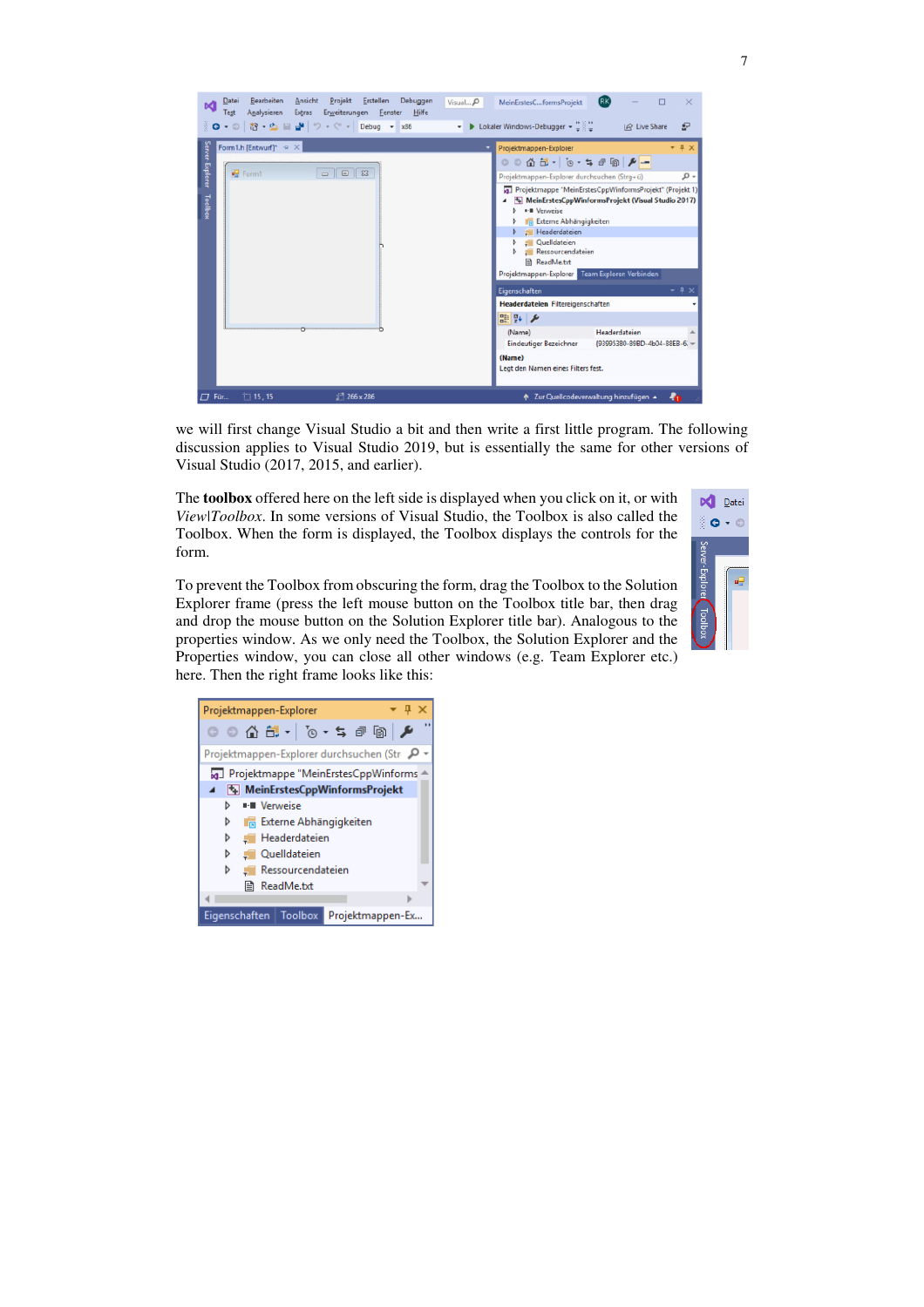we will first change Visual Studio a bit and then write a first little program. The following discussion applies to Visual Studio 2019, but is essentially the same for other versions of Visual Studio (2017, 2015, and earlier).

The **toolbox** offered here on the left side is displayed when you click on it, or with *View|Toolbox*. In some versions of Visual Studio, the Toolbox is also called the Toolbox. When the form is displayed, the Toolbox displays the controls for the form.

To prevent the Toolbox from obscuring the form, drag the Toolbox to the Solution Explorer frame (press the left mouse button on the Toolbox title bar, then drag and drop the mouse button on the Solution Explorer title bar). Analogous to the properties window. As we only need the Toolbox, the Solution Explorer and the Properties window, you can close all other windows (e.g. Team Explorer etc.) here. Then the right frame looks like this: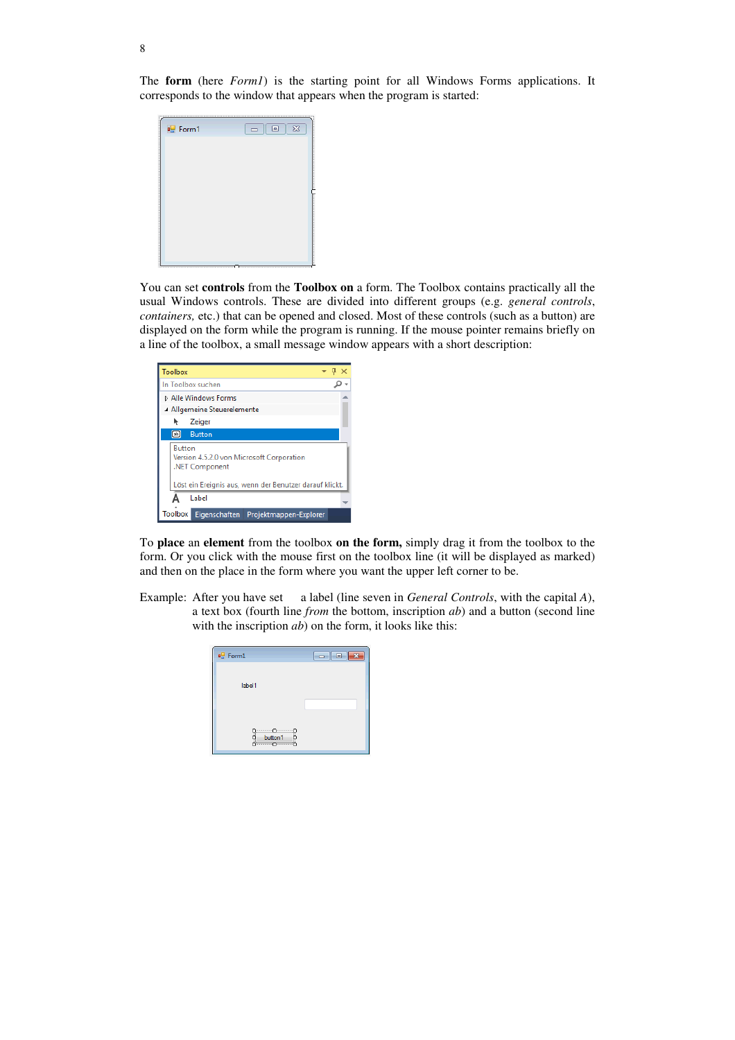The **form** (here *Form1*) is the starting point for all Windows Forms applications. It corresponds to the window that appears when the program is started:

You can set **controls** from the **Toolbox on** a form. The Toolbox contains practically all the usual Windows controls. These are divided into different groups (e.g. *general controls*, *containers,* etc.) that can be opened and closed. Most of these controls (such as a button) are displayed on the form while the program is running. If the mouse pointer remains briefly on a line of the toolbox, a small message window appears with a short description:

To **place** an **element** from the toolbox **on the form,** simply drag it from the toolbox to the form. Or you click with the mouse first on the toolbox line (it will be displayed as marked) and then on the place in the form where you want the upper left corner to be.

Example: After you have set a label (line seven in *General Controls*, with the capital *A*), a text box (fourth line *from* the bottom, inscription *ab*) and a button (second line with the inscription *ab*) on the form, it looks like this: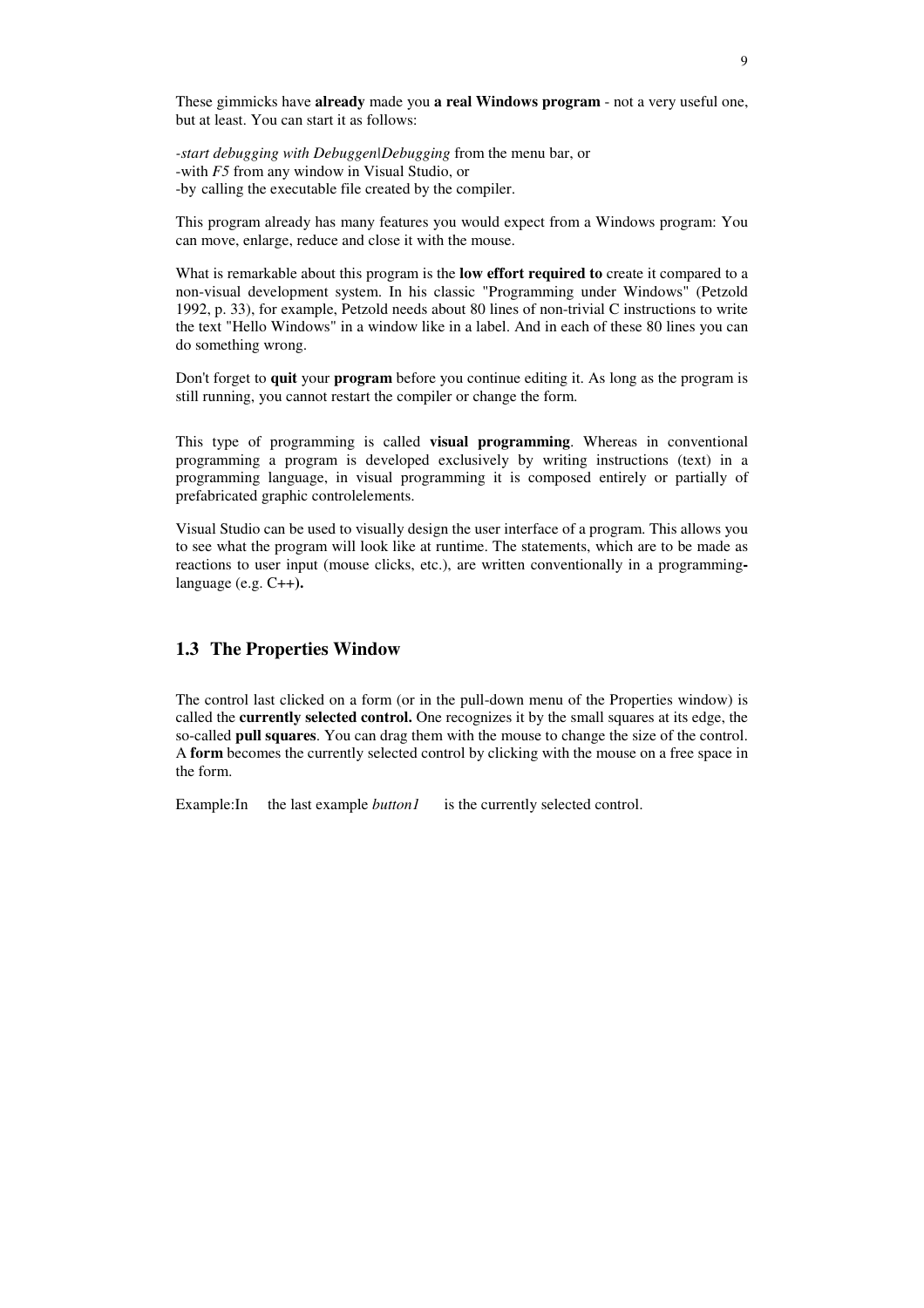These gimmicks have **already** made you **a real Windows program** - not a very useful one, but at least. You can start it as follows:

-*start debugging with Debuggen|Debugging* from the menu bar, or
-with *F5* from any window in Visual Studio, or
-by calling the executable file created by the compiler.

This program already has many features you would expect from a Windows program: You can move, enlarge, reduce and close it with the mouse.

What is remarkable about this program is the **low effort required to** create it compared to a non-visual development system. In his classic "Programming under Windows" (Petzold 1992, p. 33), for example, Petzold needs about 80 lines of non-trivial C instructions to write the text "Hello Windows" in a window like in a label. And in each of these 80 lines you can do something wrong.

Don't forget to **quit** your **program** before you continue editing it. As long as the program is still running, you cannot restart the compiler or change the form.

This type of programming is called **visual programming**. Whereas in conventional programming a program is developed exclusively by writing instructions (text) in a programming language, in visual programming it is composed entirely or partially of prefabricated graphic controlelements.

Visual Studio can be used to visually design the user interface of a program. This allows you to see what the program will look like at runtime. The statements, which are to be made as reactions to user input (mouse clicks, etc.), are written conventionally in a programming-language (e.g. C++**).**

## 1.3 The Properties Window

The control last clicked on a form (or in the pull-down menu of the Properties window) is called the **currently selected control.** One recognizes it by the small squares at its edge, the so-called **pull squares**. You can drag them with the mouse to change the size of the control. A **form** becomes the currently selected control by clicking with the mouse on a free space in the form.

Example:In the last example *button1* is the currently selected control.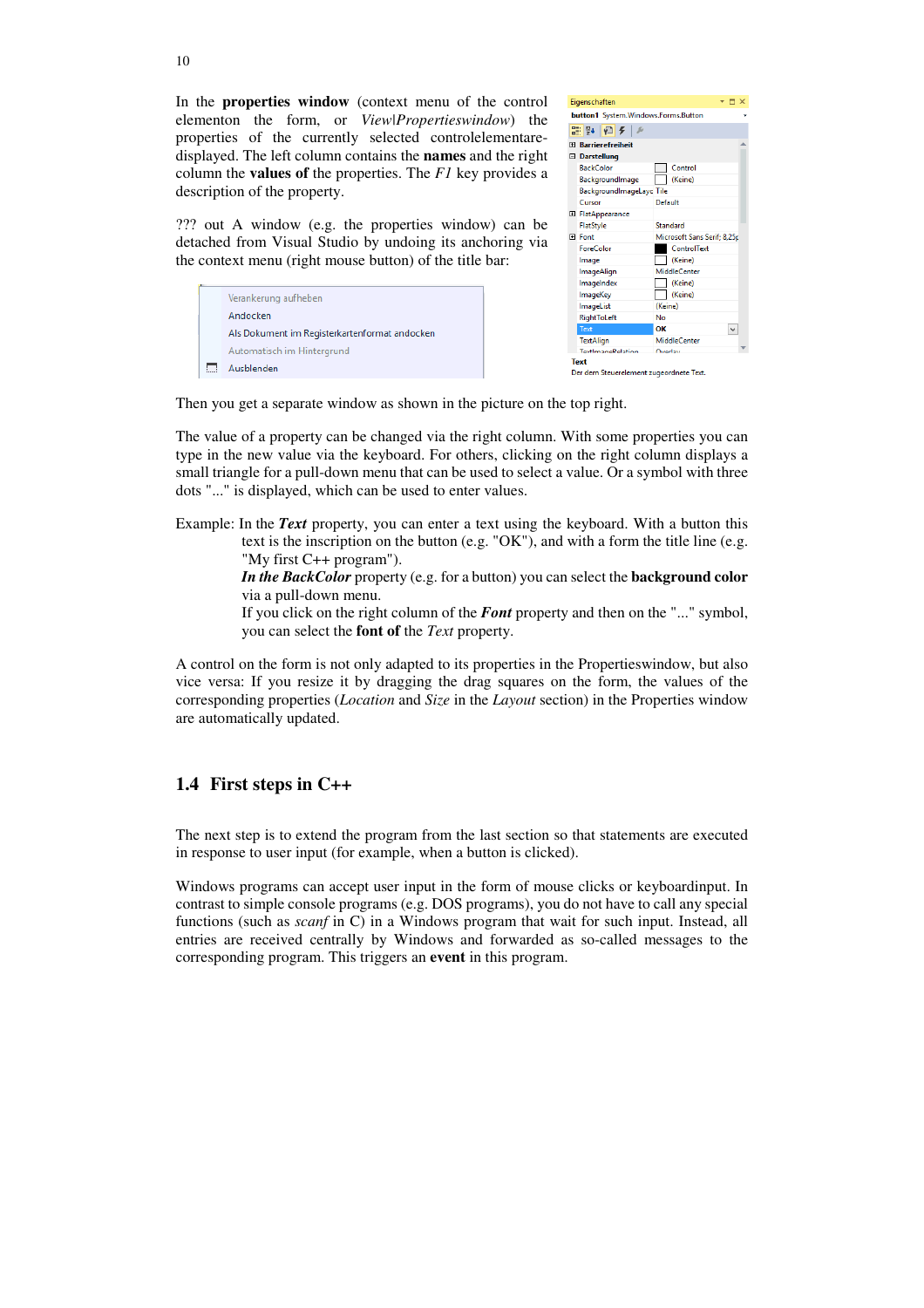In the **properties window** (context menu of the control elementon the form, or *View|Propertieswindow*) the properties of the currently selected controlelementare-displayed. The left column contains the **names** and the right column the **values of** the properties. The *F1* key provides a description of the property.

??? out A window (e.g. the properties window) can be detached from Visual Studio by undoing its anchoring via the context menu (right mouse button) of the title bar:

Then you get a separate window as shown in the picture on the top right.

The value of a property can be changed via the right column. With some properties you can type in the new value via the keyboard. For others, clicking on the right column displays a small triangle for a pull-down menu that can be used to select a value. Or a symbol with three dots "..." is displayed, which can be used to enter values.

Example: In the ***Text*** property, you can enter a text using the keyboard. With a button this text is the inscription on the button (e.g. "OK"), and with a form the title line (e.g. "My first C++ program").
***In the BackColor*** property (e.g. for a button) you can select the **background color** via a pull-down menu.
If you click on the right column of the ***Font*** property and then on the "..." symbol, you can select the **font of** the *Text* property.

A control on the form is not only adapted to its properties in the Propertieswindow, but also vice versa: If you resize it by dragging the drag squares on the form, the values of the corresponding properties (*Location* and *Size* in the *Layout* section) in the Properties window are automatically updated.

## 1.4 First steps in C++

The next step is to extend the program from the last section so that statements are executed in response to user input (for example, when a button is clicked).

Windows programs can accept user input in the form of mouse clicks or keyboardinput. In contrast to simple console programs (e.g. DOS programs), you do not have to call any special functions (such as *scanf* in C) in a Windows program that wait for such input. Instead, all entries are received centrally by Windows and forwarded as so-called messages to the corresponding program. This triggers an **event** in this program.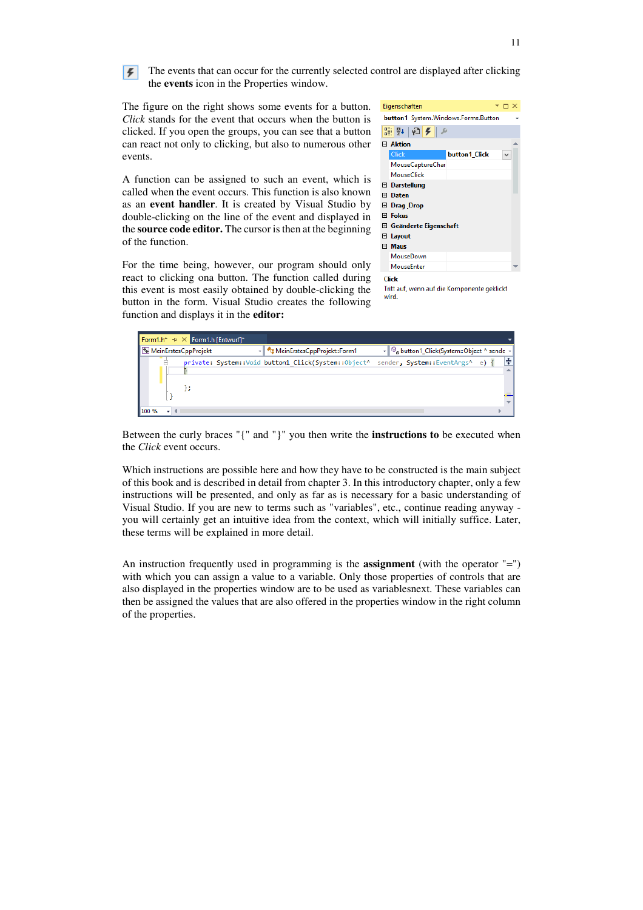The events that can occur for the currently selected control are displayed after clicking the **events** icon in the Properties window.

The figure on the right shows some events for a button. *Click* stands for the event that occurs when the button is clicked. If you open the groups, you can see that a button can react not only to clicking, but also to numerous other events.

A function can be assigned to such an event, which is called when the event occurs. This function is also known as an **event handler**. It is created by Visual Studio by double-clicking on the line of the event and displayed in the **source code editor.** The cursor is then at the beginning of the function.

For the time being, however, our program should only react to clicking ona button. The function called during this event is most easily obtained by double-clicking the button in the form. Visual Studio creates the following function and displays it in the **editor:**

```
private: System::Void button1_Click(System::Object^  sender, System::EventArgs^  e) {
}
```

Between the curly braces "{" and "}" you then write the **instructions to** be executed when the *Click* event occurs.

Which instructions are possible here and how they have to be constructed is the main subject of this book and is described in detail from chapter 3. In this introductory chapter, only a few instructions will be presented, and only as far as is necessary for a basic understanding of Visual Studio. If you are new to terms such as "variables", etc., continue reading anyway - you will certainly get an intuitive idea from the context, which will initially suffice. Later, these terms will be explained in more detail.

An instruction frequently used in programming is the **assignment** (with the operator "=") with which you can assign a value to a variable. Only those properties of controls that are also displayed in the properties window are to be used as variablesnext. These variables can then be assigned the values that are also offered in the properties window in the right column of the properties.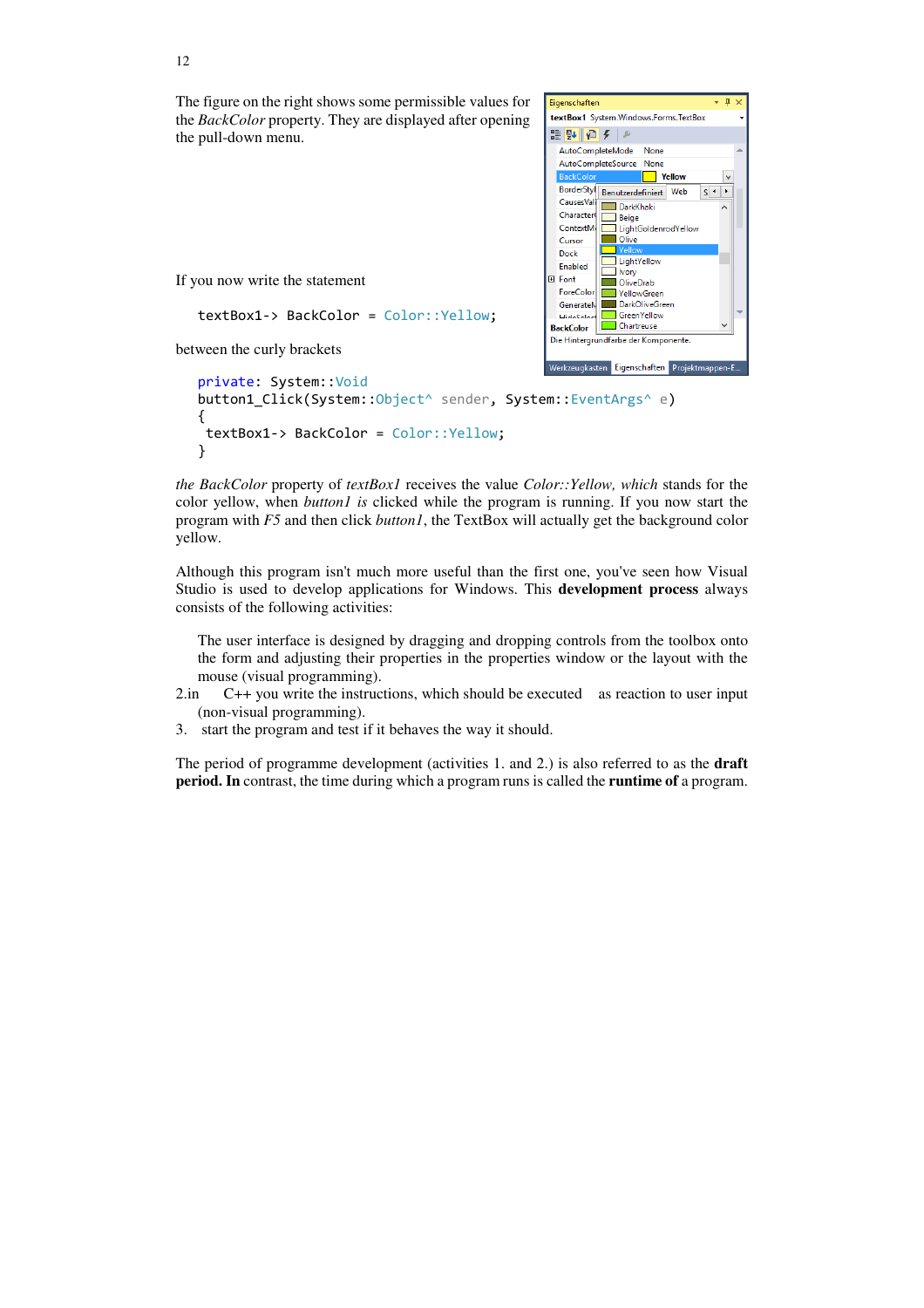The figure on the right shows some permissible values for the *BackColor* property. They are displayed after opening the pull-down menu.

If you now write the statement

```
textBox1-> BackColor = Color::Yellow;
```

between the curly brackets

```
private: System::Void
button1_Click(System::Object^ sender, System::EventArgs^ e)
{
 textBox1-> BackColor = Color::Yellow;
}
```

*the BackColor* property of *textBox1* receives the value *Color::Yellow, which* stands for the color yellow, when *button1 is* clicked while the program is running. If you now start the program with *F5* and then click *button1*, the TextBox will actually get the background color yellow.

Although this program isn't much more useful than the first one, you've seen how Visual Studio is used to develop applications for Windows. This **development process** always consists of the following activities:

The user interface is designed by dragging and dropping controls from the toolbox onto the form and adjusting their properties in the properties window or the layout with the mouse (visual programming).

2.in C++ you write the instructions, which should be executed as reaction to user input (non-visual programming).

3. start the program and test if it behaves the way it should.

The period of programme development (activities 1. and 2.) is also referred to as the **draft period. In** contrast, the time during which a program runs is called the **runtime of** a program.